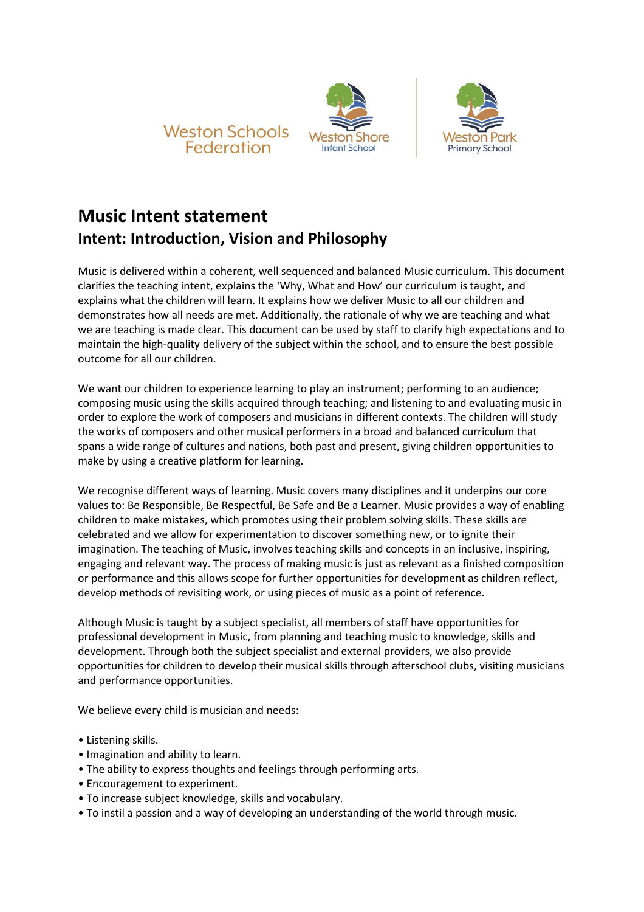Weston Schools Federation

Weston Shore Infant School

Weston Park Primary School

# Music Intent statement

## Intent: Introduction, Vision and Philosophy

Music is delivered within a coherent, well sequenced and balanced Music curriculum. This document clarifies the teaching intent, explains the 'Why, What and How' our curriculum is taught, and explains what the children will learn. It explains how we deliver Music to all our children and demonstrates how all needs are met. Additionally, the rationale of why we are teaching and what we are teaching is made clear. This document can be used by staff to clarify high expectations and to maintain the high-quality delivery of the subject within the school, and to ensure the best possible outcome for all our children.

We want our children to experience learning to play an instrument; performing to an audience; composing music using the skills acquired through teaching; and listening to and evaluating music in order to explore the work of composers and musicians in different contexts. The children will study the works of composers and other musical performers in a broad and balanced curriculum that spans a wide range of cultures and nations, both past and present, giving children opportunities to make by using a creative platform for learning.

We recognise different ways of learning. Music covers many disciplines and it underpins our core values to: Be Responsible, Be Respectful, Be Safe and Be a Learner. Music provides a way of enabling children to make mistakes, which promotes using their problem solving skills. These skills are celebrated and we allow for experimentation to discover something new, or to ignite their imagination. The teaching of Music, involves teaching skills and concepts in an inclusive, inspiring, engaging and relevant way. The process of making music is just as relevant as a finished composition or performance and this allows scope for further opportunities for development as children reflect, develop methods of revisiting work, or using pieces of music as a point of reference.

Although Music is taught by a subject specialist, all members of staff have opportunities for professional development in Music, from planning and teaching music to knowledge, skills and development. Through both the subject specialist and external providers, we also provide opportunities for children to develop their musical skills through afterschool clubs, visiting musicians and performance opportunities.

We believe every child is musician and needs:

- Listening skills.
- Imagination and ability to learn.
- The ability to express thoughts and feelings through performing arts.
- Encouragement to experiment.
- To increase subject knowledge, skills and vocabulary.
- To instil a passion and a way of developing an understanding of the world through music.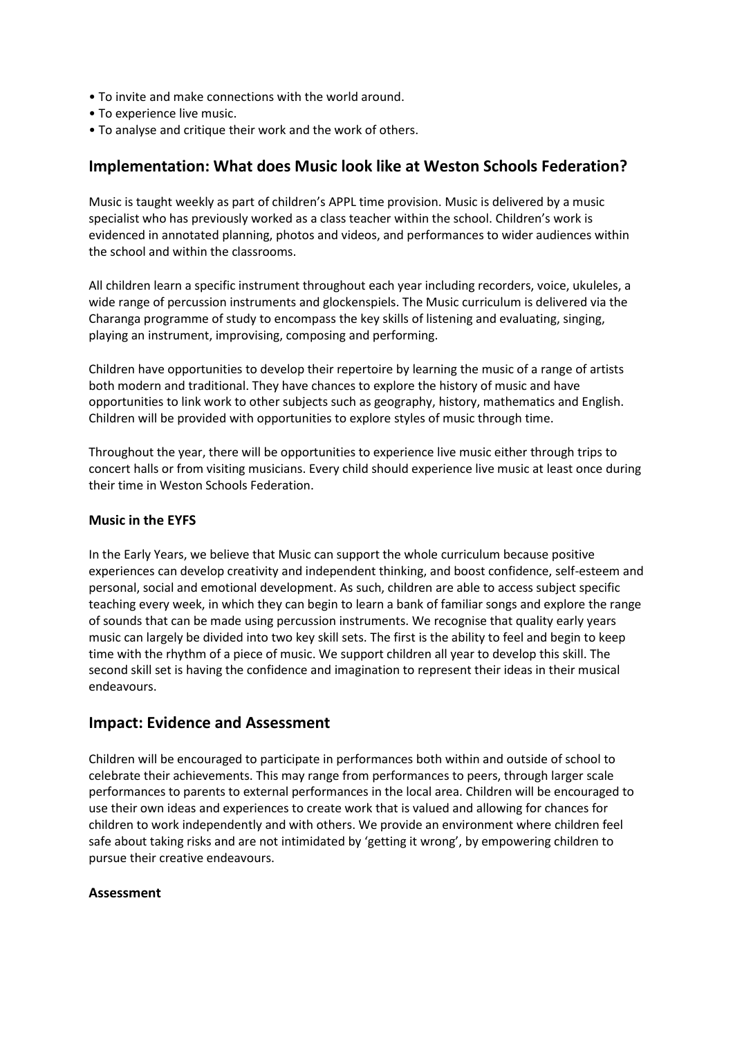- To invite and make connections with the world around.
- To experience live music.
- To analyse and critique their work and the work of others.

## Implementation: What does Music look like at Weston Schools Federation?

Music is taught weekly as part of children's APPL time provision. Music is delivered by a music specialist who has previously worked as a class teacher within the school. Children's work is evidenced in annotated planning, photos and videos, and performances to wider audiences within the school and within the classrooms.

All children learn a specific instrument throughout each year including recorders, voice, ukuleles, a wide range of percussion instruments and glockenspiels. The Music curriculum is delivered via the Charanga programme of study to encompass the key skills of listening and evaluating, singing, playing an instrument, improvising, composing and performing.

Children have opportunities to develop their repertoire by learning the music of a range of artists both modern and traditional. They have chances to explore the history of music and have opportunities to link work to other subjects such as geography, history, mathematics and English. Children will be provided with opportunities to explore styles of music through time.

Throughout the year, there will be opportunities to experience live music either through trips to concert halls or from visiting musicians. Every child should experience live music at least once during their time in Weston Schools Federation.

### Music in the EYFS

In the Early Years, we believe that Music can support the whole curriculum because positive experiences can develop creativity and independent thinking, and boost confidence, self-esteem and personal, social and emotional development. As such, children are able to access subject specific teaching every week, in which they can begin to learn a bank of familiar songs and explore the range of sounds that can be made using percussion instruments. We recognise that quality early years music can largely be divided into two key skill sets. The first is the ability to feel and begin to keep time with the rhythm of a piece of music. We support children all year to develop this skill. The second skill set is having the confidence and imagination to represent their ideas in their musical endeavours.

## Impact: Evidence and Assessment

Children will be encouraged to participate in performances both within and outside of school to celebrate their achievements. This may range from performances to peers, through larger scale performances to parents to external performances in the local area. Children will be encouraged to use their own ideas and experiences to create work that is valued and allowing for chances for children to work independently and with others. We provide an environment where children feel safe about taking risks and are not intimidated by 'getting it wrong', by empowering children to pursue their creative endeavours.

### Assessment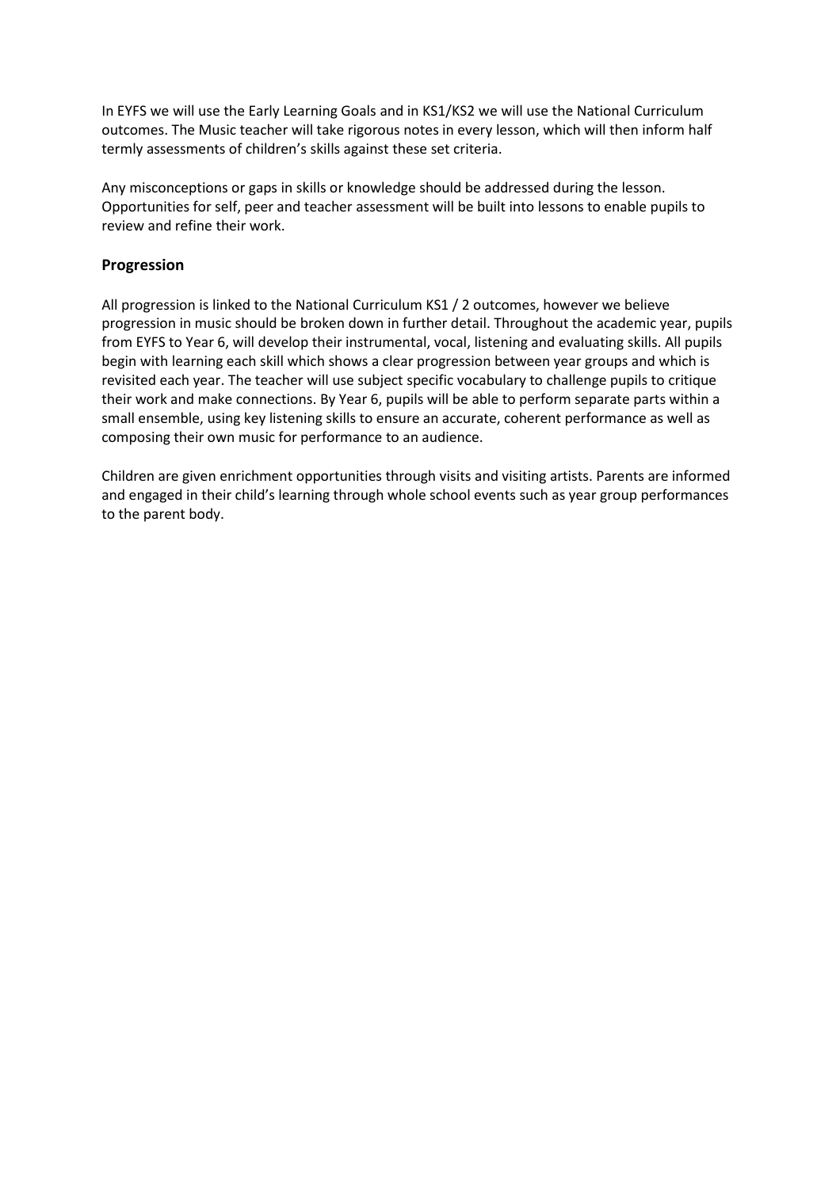In EYFS we will use the Early Learning Goals and in KS1/KS2 we will use the National Curriculum outcomes. The Music teacher will take rigorous notes in every lesson, which will then inform half termly assessments of children's skills against these set criteria.

Any misconceptions or gaps in skills or knowledge should be addressed during the lesson. Opportunities for self, peer and teacher assessment will be built into lessons to enable pupils to review and refine their work.

## Progression

All progression is linked to the National Curriculum KS1 / 2 outcomes, however we believe progression in music should be broken down in further detail. Throughout the academic year, pupils from EYFS to Year 6, will develop their instrumental, vocal, listening and evaluating skills. All pupils begin with learning each skill which shows a clear progression between year groups and which is revisited each year. The teacher will use subject specific vocabulary to challenge pupils to critique their work and make connections. By Year 6, pupils will be able to perform separate parts within a small ensemble, using key listening skills to ensure an accurate, coherent performance as well as composing their own music for performance to an audience.

Children are given enrichment opportunities through visits and visiting artists. Parents are informed and engaged in their child's learning through whole school events such as year group performances to the parent body.